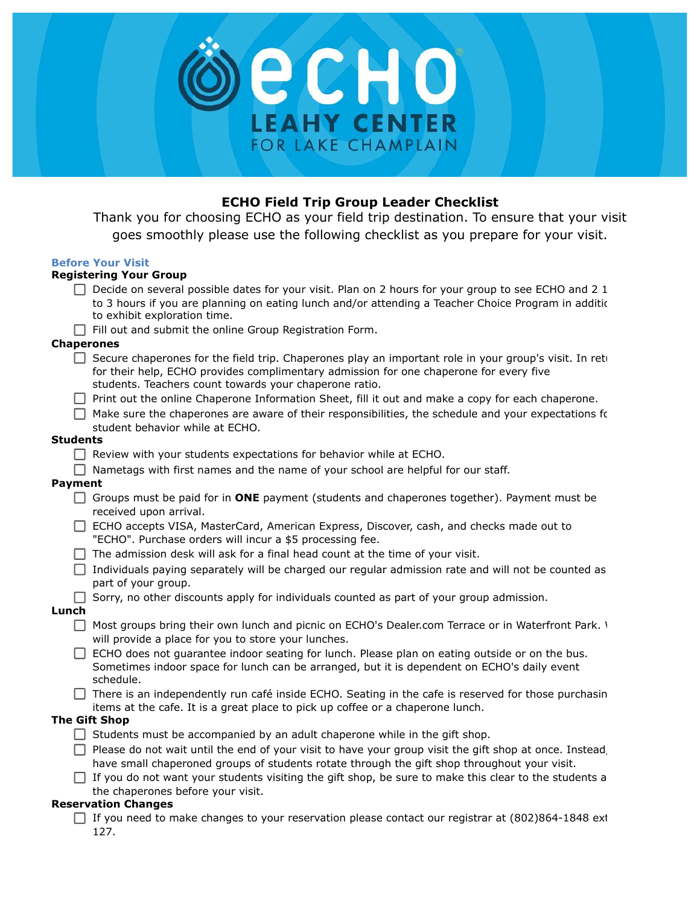# ECHO Field Trip Group Leader Checklist

Thank you for choosing ECHO as your field trip destination. To ensure that your visit goes smoothly please use the following checklist as you prepare for your visit.

## Before Your Visit

### Registering Your Group

- [ ] Decide on several possible dates for your visit. Plan on 2 hours for your group to see ECHO and 2 1 to 3 hours if you are planning on eating lunch and/or attending a Teacher Choice Program in additic to exhibit exploration time.
- [ ] Fill out and submit the online Group Registration Form.

### Chaperones

- [ ] Secure chaperones for the field trip. Chaperones play an important role in your group's visit. In retu for their help, ECHO provides complimentary admission for one chaperone for every five students. Teachers count towards your chaperone ratio.
- [ ] Print out the online Chaperone Information Sheet, fill it out and make a copy for each chaperone.
- [ ] Make sure the chaperones are aware of their responsibilities, the schedule and your expectations fc student behavior while at ECHO.

### Students

- [ ] Review with your students expectations for behavior while at ECHO.
- [ ] Nametags with first names and the name of your school are helpful for our staff.

### Payment

- [ ] Groups must be paid for in **ONE** payment (students and chaperones together). Payment must be received upon arrival.
- [ ] ECHO accepts VISA, MasterCard, American Express, Discover, cash, and checks made out to "ECHO". Purchase orders will incur a $5 processing fee.
- [ ] The admission desk will ask for a final head count at the time of your visit.
- [ ] Individuals paying separately will be charged our regular admission rate and will not be counted as part of your group.
- [ ] Sorry, no other discounts apply for individuals counted as part of your group admission.

### Lunch

- [ ] Most groups bring their own lunch and picnic on ECHO's Dealer.com Terrace or in Waterfront Park. \ will provide a place for you to store your lunches.
- [ ] ECHO does not guarantee indoor seating for lunch. Please plan on eating outside or on the bus. Sometimes indoor space for lunch can be arranged, but it is dependent on ECHO's daily event schedule.
- [ ] There is an independently run café inside ECHO. Seating in the cafe is reserved for those purchasin items at the cafe. It is a great place to pick up coffee or a chaperone lunch.

### The Gift Shop

- [ ] Students must be accompanied by an adult chaperone while in the gift shop.
- [ ] Please do not wait until the end of your visit to have your group visit the gift shop at once. Instead, have small chaperoned groups of students rotate through the gift shop throughout your visit.
- [ ] If you do not want your students visiting the gift shop, be sure to make this clear to the students a the chaperones before your visit.

### Reservation Changes

- [ ] If you need to make changes to your reservation please contact our registrar at (802)864-1848 ext 127.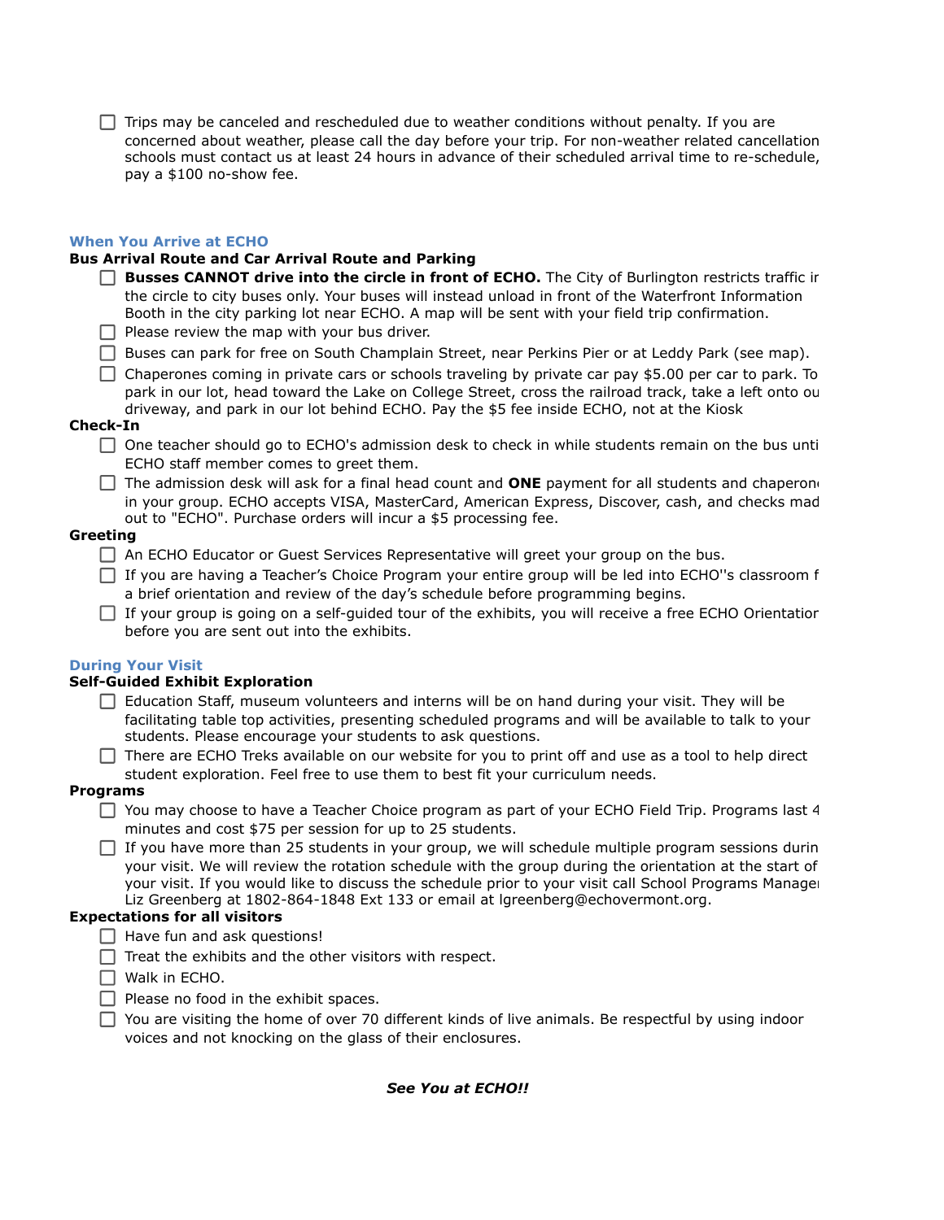- [ ] Trips may be canceled and rescheduled due to weather conditions without penalty. If you are concerned about weather, please call the day before your trip. For non-weather related cancellation schools must contact us at least 24 hours in advance of their scheduled arrival time to re-schedule, pay a $100 no-show fee.

## When You Arrive at ECHO

### Bus Arrival Route and Car Arrival Route and Parking

- [ ] **Busses CANNOT drive into the circle in front of ECHO.** The City of Burlington restricts traffic ir the circle to city buses only. Your buses will instead unload in front of the Waterfront Information Booth in the city parking lot near ECHO. A map will be sent with your field trip confirmation.
- [ ] Please review the map with your bus driver.
- [ ] Buses can park for free on South Champlain Street, near Perkins Pier or at Leddy Park (see map).
- [ ] Chaperones coming in private cars or schools traveling by private car pay $5.00 per car to park. To park in our lot, head toward the Lake on College Street, cross the railroad track, take a left onto ou driveway, and park in our lot behind ECHO. Pay the $5 fee inside ECHO, not at the Kiosk

### Check-In

- [ ] One teacher should go to ECHO's admission desk to check in while students remain on the bus unti ECHO staff member comes to greet them.
- [ ] The admission desk will ask for a final head count and **ONE** payment for all students and chaperon in your group. ECHO accepts VISA, MasterCard, American Express, Discover, cash, and checks mad out to "ECHO". Purchase orders will incur a $5 processing fee.

### Greeting

- [ ] An ECHO Educator or Guest Services Representative will greet your group on the bus.
- [ ] If you are having a Teacher's Choice Program your entire group will be led into ECHO''s classroom f a brief orientation and review of the day's schedule before programming begins.
- [ ] If your group is going on a self-guided tour of the exhibits, you will receive a free ECHO Orientatior before you are sent out into the exhibits.

## During Your Visit

### Self-Guided Exhibit Exploration

- [ ] Education Staff, museum volunteers and interns will be on hand during your visit. They will be facilitating table top activities, presenting scheduled programs and will be available to talk to your students. Please encourage your students to ask questions.
- [ ] There are ECHO Treks available on our website for you to print off and use as a tool to help direct student exploration. Feel free to use them to best fit your curriculum needs.

### Programs

- [ ] You may choose to have a Teacher Choice program as part of your ECHO Field Trip. Programs last 4 minutes and cost $75 per session for up to 25 students.
- [ ] If you have more than 25 students in your group, we will schedule multiple program sessions durin your visit. We will review the rotation schedule with the group during the orientation at the start of your visit. If you would like to discuss the schedule prior to your visit call School Programs Manage Liz Greenberg at 1802-864-1848 Ext 133 or email at lgreenberg@echovermont.org.

### Expectations for all visitors

- [ ] Have fun and ask questions!
- [ ] Treat the exhibits and the other visitors with respect.
- [ ] Walk in ECHO.
- [ ] Please no food in the exhibit spaces.
- [ ] You are visiting the home of over 70 different kinds of live animals. Be respectful by using indoor voices and not knocking on the glass of their enclosures.

***See You at ECHO!!***